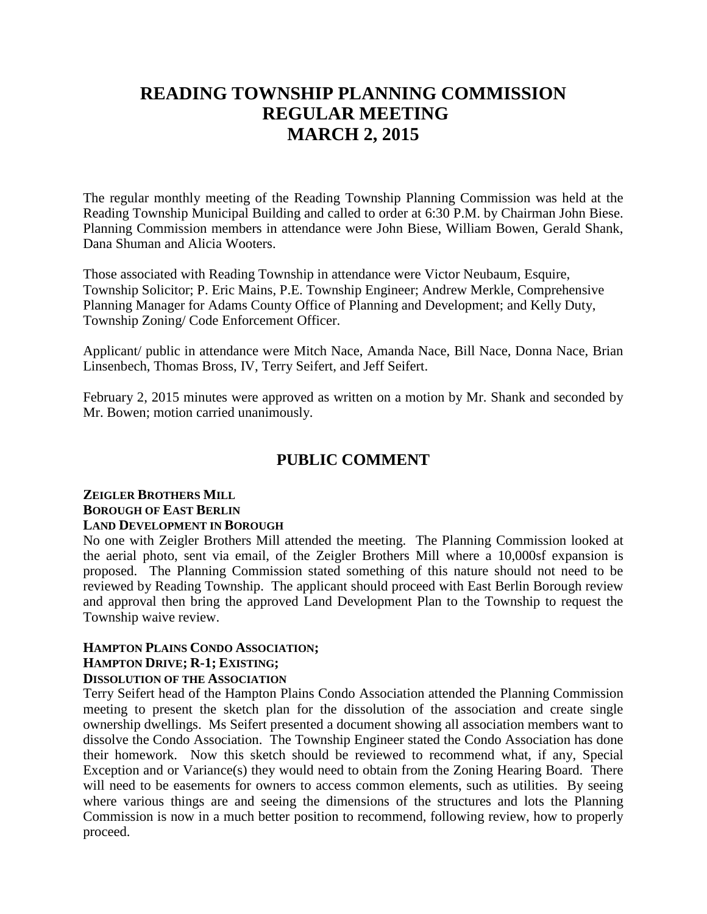# READING TOWNSHIP PLANNING COMMISSION
# REGULAR MEETING
# MARCH 2, 2015

The regular monthly meeting of the Reading Township Planning Commission was held at the Reading Township Municipal Building and called to order at 6:30 P.M. by Chairman John Biese. Planning Commission members in attendance were John Biese, William Bowen, Gerald Shank, Dana Shuman and Alicia Wooters.

Those associated with Reading Township in attendance were Victor Neubaum, Esquire, Township Solicitor; P. Eric Mains, P.E. Township Engineer; Andrew Merkle, Comprehensive Planning Manager for Adams County Office of Planning and Development; and Kelly Duty, Township Zoning/ Code Enforcement Officer.

Applicant/ public in attendance were Mitch Nace, Amanda Nace, Bill Nace, Donna Nace, Brian Linsenbech, Thomas Bross, IV, Terry Seifert, and Jeff Seifert.

February 2, 2015 minutes were approved as written on a motion by Mr. Shank and seconded by Mr. Bowen; motion carried unanimously.

## PUBLIC COMMENT

**ZEIGLER BROTHERS MILL**
**BOROUGH OF EAST BERLIN**
**LAND DEVELOPMENT IN BOROUGH**

No one with Zeigler Brothers Mill attended the meeting. The Planning Commission looked at the aerial photo, sent via email, of the Zeigler Brothers Mill where a 10,000sf expansion is proposed. The Planning Commission stated something of this nature should not need to be reviewed by Reading Township. The applicant should proceed with East Berlin Borough review and approval then bring the approved Land Development Plan to the Township to request the Township waive review.

**HAMPTON PLAINS CONDO ASSOCIATION;**
**HAMPTON DRIVE; R-1; EXISTING;**
**DISSOLUTION OF THE ASSOCIATION**

Terry Seifert head of the Hampton Plains Condo Association attended the Planning Commission meeting to present the sketch plan for the dissolution of the association and create single ownership dwellings. Ms Seifert presented a document showing all association members want to dissolve the Condo Association. The Township Engineer stated the Condo Association has done their homework. Now this sketch should be reviewed to recommend what, if any, Special Exception and or Variance(s) they would need to obtain from the Zoning Hearing Board. There will need to be easements for owners to access common elements, such as utilities. By seeing where various things are and seeing the dimensions of the structures and lots the Planning Commission is now in a much better position to recommend, following review, how to properly proceed.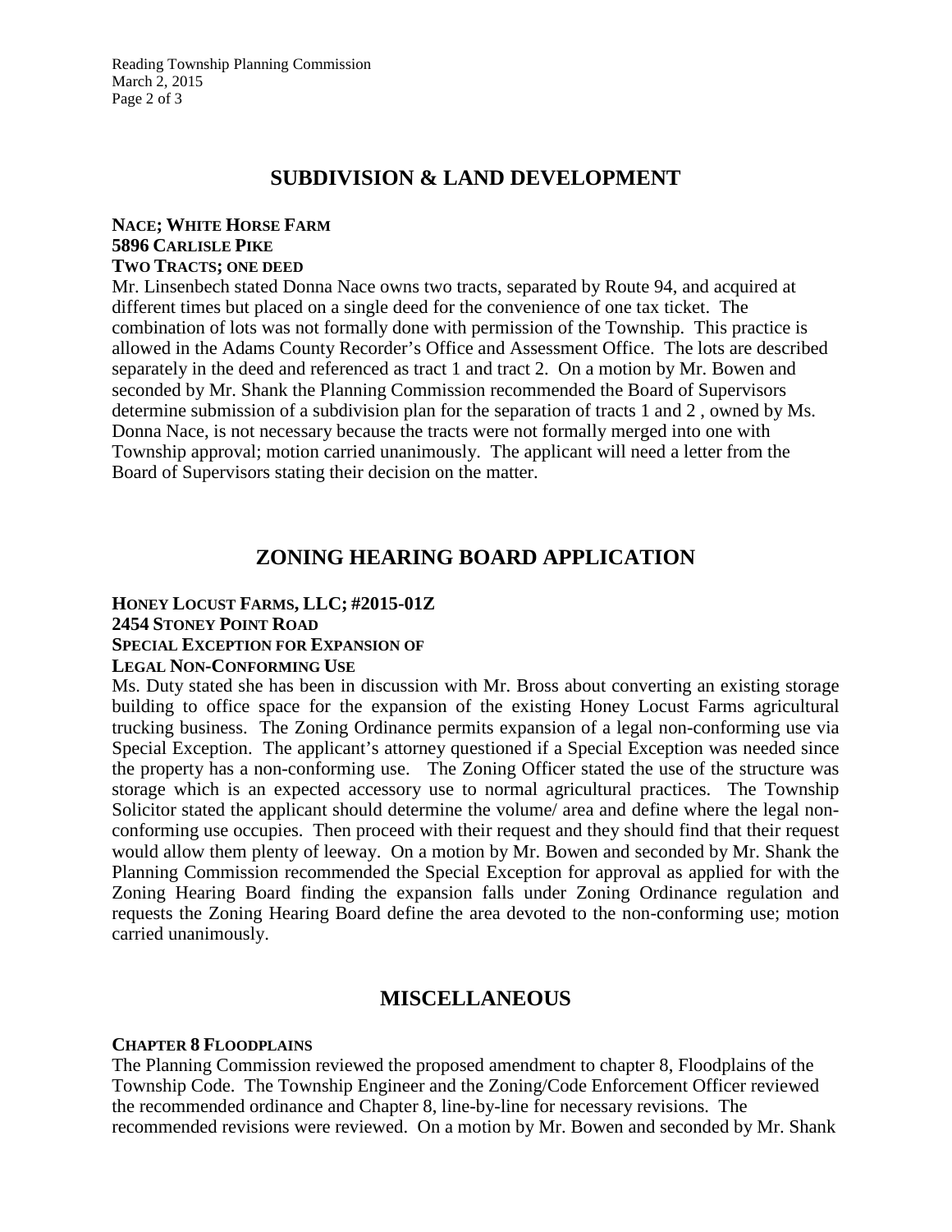## SUBDIVISION & LAND DEVELOPMENT

**NACE; WHITE HORSE FARM**
**5896 CARLISLE PIKE**
**TWO TRACTS; ONE DEED**

Mr. Linsenbech stated Donna Nace owns two tracts, separated by Route 94, and acquired at different times but placed on a single deed for the convenience of one tax ticket. The combination of lots was not formally done with permission of the Township. This practice is allowed in the Adams County Recorder's Office and Assessment Office. The lots are described separately in the deed and referenced as tract 1 and tract 2. On a motion by Mr. Bowen and seconded by Mr. Shank the Planning Commission recommended the Board of Supervisors determine submission of a subdivision plan for the separation of tracts 1 and 2 , owned by Ms. Donna Nace, is not necessary because the tracts were not formally merged into one with Township approval; motion carried unanimously. The applicant will need a letter from the Board of Supervisors stating their decision on the matter.

## ZONING HEARING BOARD APPLICATION

**HONEY LOCUST FARMS, LLC; #2015-01Z**
**2454 STONEY POINT ROAD**
**SPECIAL EXCEPTION FOR EXPANSION OF**
**LEGAL NON-CONFORMING USE**

Ms. Duty stated she has been in discussion with Mr. Bross about converting an existing storage building to office space for the expansion of the existing Honey Locust Farms agricultural trucking business. The Zoning Ordinance permits expansion of a legal non-conforming use via Special Exception. The applicant's attorney questioned if a Special Exception was needed since the property has a non-conforming use. The Zoning Officer stated the use of the structure was storage which is an expected accessory use to normal agricultural practices. The Township Solicitor stated the applicant should determine the volume/ area and define where the legal non-conforming use occupies. Then proceed with their request and they should find that their request would allow them plenty of leeway. On a motion by Mr. Bowen and seconded by Mr. Shank the Planning Commission recommended the Special Exception for approval as applied for with the Zoning Hearing Board finding the expansion falls under Zoning Ordinance regulation and requests the Zoning Hearing Board define the area devoted to the non-conforming use; motion carried unanimously.

## MISCELLANEOUS

**CHAPTER 8 FLOODPLAINS**

The Planning Commission reviewed the proposed amendment to chapter 8, Floodplains of the Township Code. The Township Engineer and the Zoning/Code Enforcement Officer reviewed the recommended ordinance and Chapter 8, line-by-line for necessary revisions. The recommended revisions were reviewed. On a motion by Mr. Bowen and seconded by Mr. Shank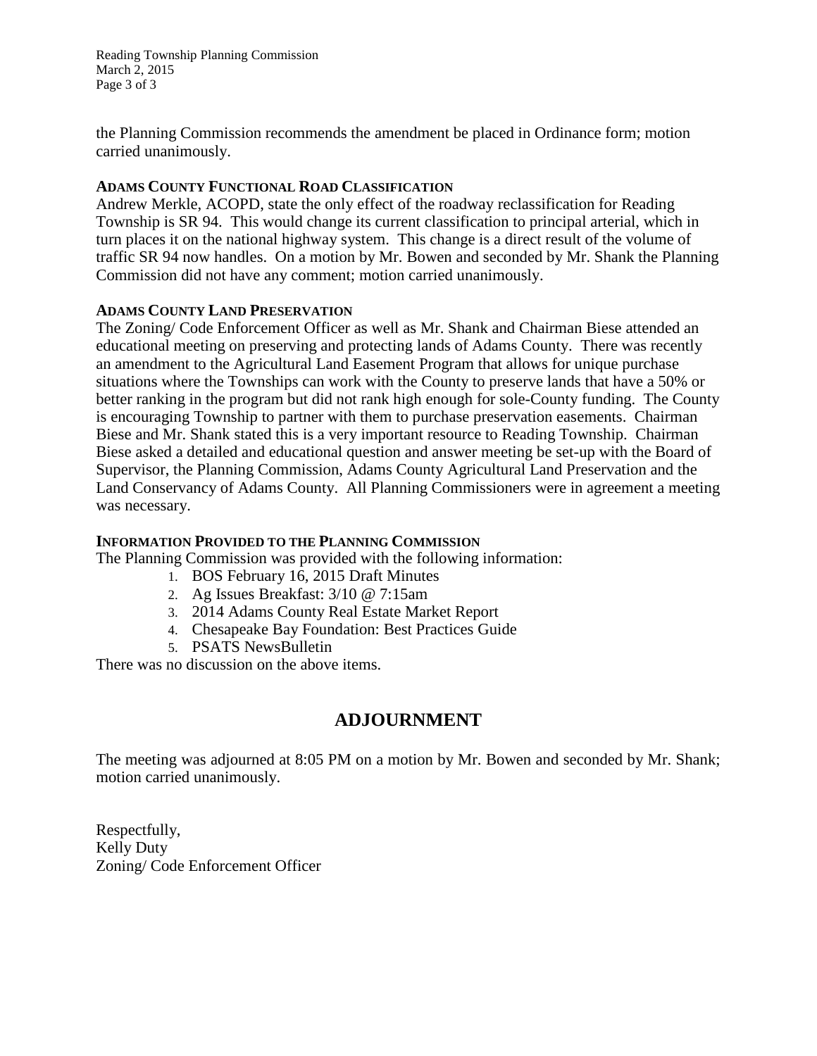the Planning Commission recommends the amendment be placed in Ordinance form; motion carried unanimously.

**ADAMS COUNTY FUNCTIONAL ROAD CLASSIFICATION**

Andrew Merkle, ACOPD, state the only effect of the roadway reclassification for Reading Township is SR 94. This would change its current classification to principal arterial, which in turn places it on the national highway system. This change is a direct result of the volume of traffic SR 94 now handles. On a motion by Mr. Bowen and seconded by Mr. Shank the Planning Commission did not have any comment; motion carried unanimously.

**ADAMS COUNTY LAND PRESERVATION**

The Zoning/ Code Enforcement Officer as well as Mr. Shank and Chairman Biese attended an educational meeting on preserving and protecting lands of Adams County. There was recently an amendment to the Agricultural Land Easement Program that allows for unique purchase situations where the Townships can work with the County to preserve lands that have a 50% or better ranking in the program but did not rank high enough for sole-County funding. The County is encouraging Township to partner with them to purchase preservation easements. Chairman Biese and Mr. Shank stated this is a very important resource to Reading Township. Chairman Biese asked a detailed and educational question and answer meeting be set-up with the Board of Supervisor, the Planning Commission, Adams County Agricultural Land Preservation and the Land Conservancy of Adams County. All Planning Commissioners were in agreement a meeting was necessary.

**INFORMATION PROVIDED TO THE PLANNING COMMISSION**

The Planning Commission was provided with the following information:

1. BOS February 16, 2015 Draft Minutes
2. Ag Issues Breakfast: 3/10 @ 7:15am
3. 2014 Adams County Real Estate Market Report
4. Chesapeake Bay Foundation: Best Practices Guide
5. PSATS NewsBulletin

There was no discussion on the above items.

## ADJOURNMENT

The meeting was adjourned at 8:05 PM on a motion by Mr. Bowen and seconded by Mr. Shank; motion carried unanimously.

Respectfully,
Kelly Duty
Zoning/ Code Enforcement Officer